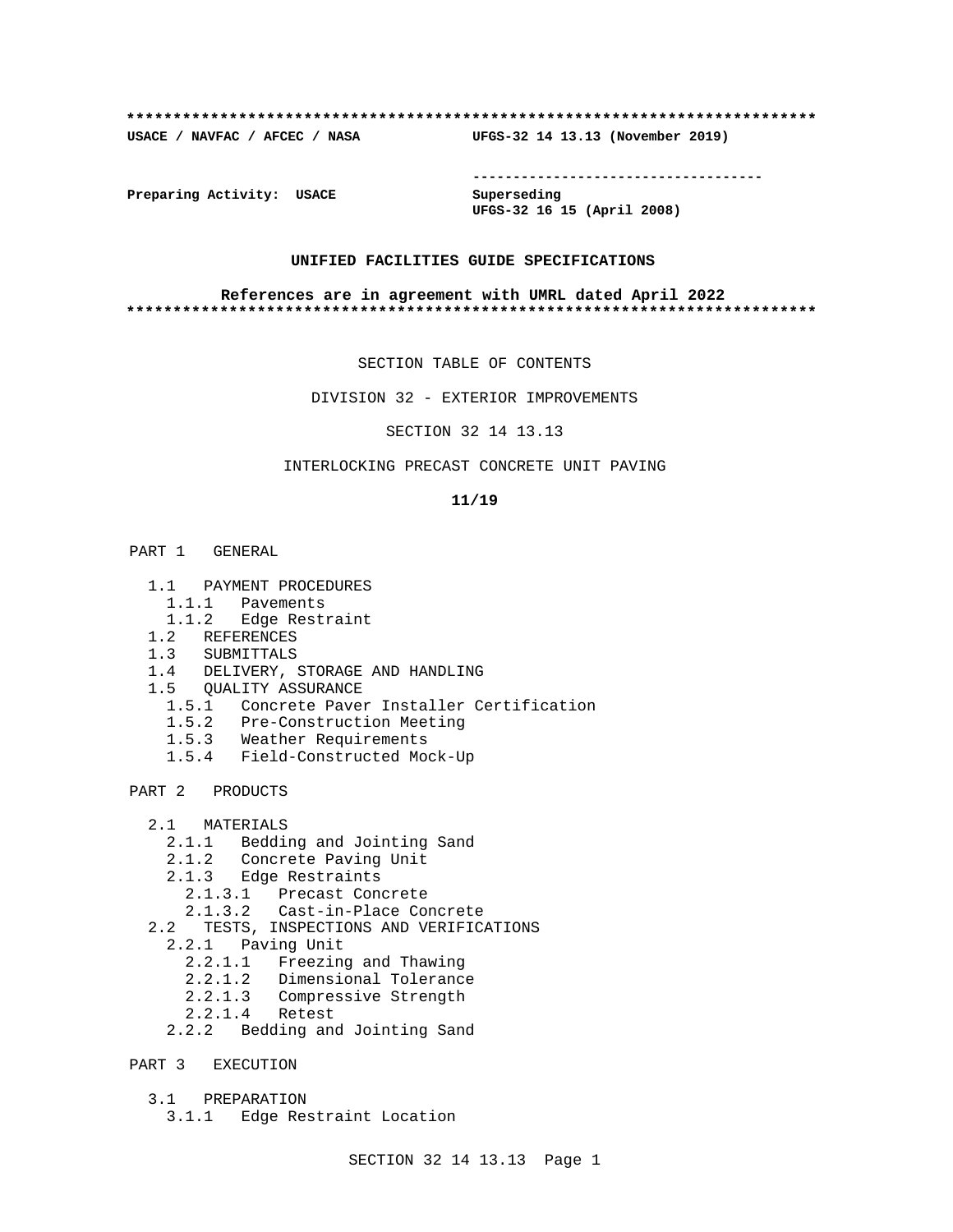**************************************************************************

**USACE / NAVFAC / AFCEC / NASA UFGS-32 14 13.13 (November 2019)**

-----------------------------------

**Preparing Activity: USACE**

**Superseding**
**UFGS-32 16 15 (April 2008)**

**UNIFIED FACILITIES GUIDE SPECIFICATIONS**

**References are in agreement with UMRL dated April 2022**

**************************************************************************

SECTION TABLE OF CONTENTS

DIVISION 32 - EXTERIOR IMPROVEMENTS

SECTION 32 14 13.13

INTERLOCKING PRECAST CONCRETE UNIT PAVING

**11/19**

PART 1 GENERAL

- 1.1 PAYMENT PROCEDURES
  - 1.1.1 Pavements
  - 1.1.2 Edge Restraint
- 1.2 REFERENCES
- 1.3 SUBMITTALS
- 1.4 DELIVERY, STORAGE AND HANDLING
- 1.5 QUALITY ASSURANCE
  - 1.5.1 Concrete Paver Installer Certification
  - 1.5.2 Pre-Construction Meeting
  - 1.5.3 Weather Requirements
  - 1.5.4 Field-Constructed Mock-Up

PART 2 PRODUCTS

- 2.1 MATERIALS
  - 2.1.1 Bedding and Jointing Sand
  - 2.1.2 Concrete Paving Unit
  - 2.1.3 Edge Restraints
    - 2.1.3.1 Precast Concrete
    - 2.1.3.2 Cast-in-Place Concrete
- 2.2 TESTS, INSPECTIONS AND VERIFICATIONS
  - 2.2.1 Paving Unit
    - 2.2.1.1 Freezing and Thawing
    - 2.2.1.2 Dimensional Tolerance
    - 2.2.1.3 Compressive Strength
    - 2.2.1.4 Retest
  - 2.2.2 Bedding and Jointing Sand

PART 3 EXECUTION

- 3.1 PREPARATION
  - 3.1.1 Edge Restraint Location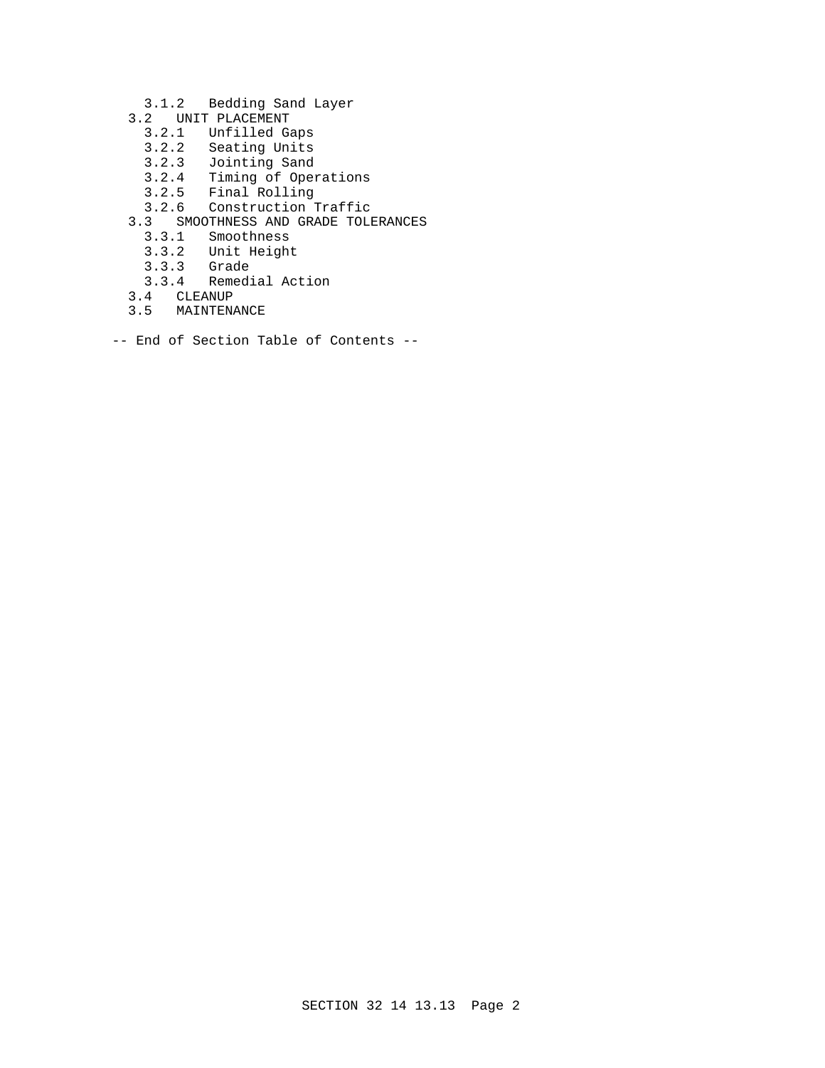3.1.2 Bedding Sand Layer

3.2 UNIT PLACEMENT

3.2.1 Unfilled Gaps

3.2.2 Seating Units

3.2.3 Jointing Sand

3.2.4 Timing of Operations

3.2.5 Final Rolling

3.2.6 Construction Traffic

3.3 SMOOTHNESS AND GRADE TOLERANCES

3.3.1 Smoothness

3.3.2 Unit Height

3.3.3 Grade

3.3.4 Remedial Action

3.4 CLEANUP

3.5 MAINTENANCE

-- End of Section Table of Contents --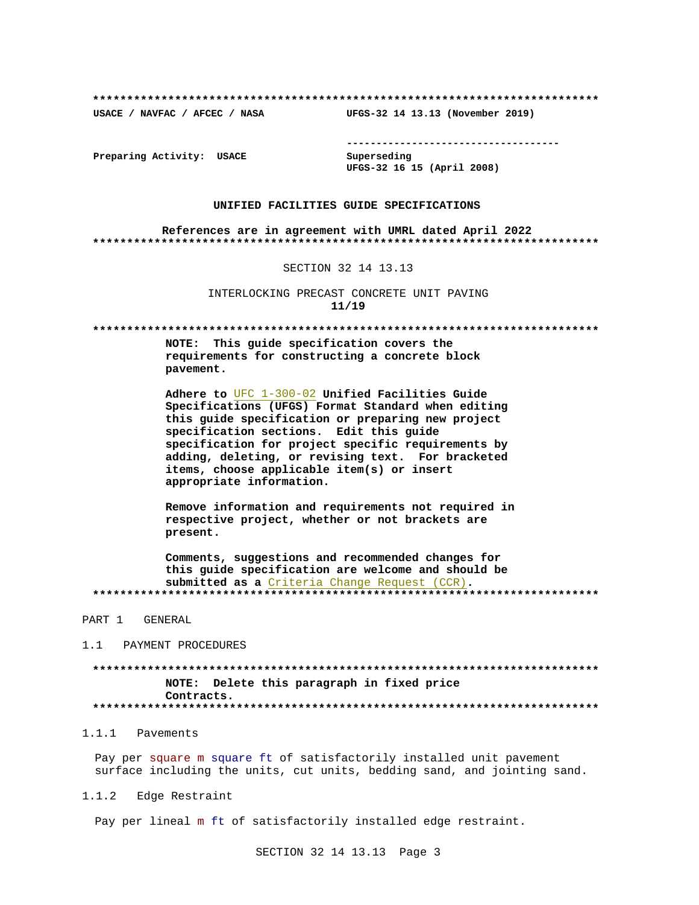**************************************************************************

**USACE / NAVFAC / AFCEC / NASA** **UFGS-32 14 13.13 (November 2019)**

-----------------------------------

**Preparing Activity: USACE** **Superseding**
**UFGS-32 16 15 (April 2008)**

**UNIFIED FACILITIES GUIDE SPECIFICATIONS**

**References are in agreement with UMRL dated April 2022**

**************************************************************************

SECTION 32 14 13.13

INTERLOCKING PRECAST CONCRETE UNIT PAVING

**11/19**

**************************************************************************

**NOTE: This guide specification covers the requirements for constructing a concrete block pavement.**

**Adhere to UFC 1-300-02 Unified Facilities Guide Specifications (UFGS) Format Standard when editing this guide specification or preparing new project specification sections. Edit this guide specification for project specific requirements by adding, deleting, or revising text. For bracketed items, choose applicable item(s) or insert appropriate information.**

**Remove information and requirements not required in respective project, whether or not brackets are present.**

**Comments, suggestions and recommended changes for this guide specification are welcome and should be submitted as a Criteria Change Request (CCR).**

**************************************************************************

# PART 1 GENERAL

## 1.1 PAYMENT PROCEDURES

**************************************************************************

**NOTE: Delete this paragraph in fixed price Contracts.**

**************************************************************************

### 1.1.1 Pavements

Pay per square m square ft of satisfactorily installed unit pavement surface including the units, cut units, bedding sand, and jointing sand.

### 1.1.2 Edge Restraint

Pay per lineal m ft of satisfactorily installed edge restraint.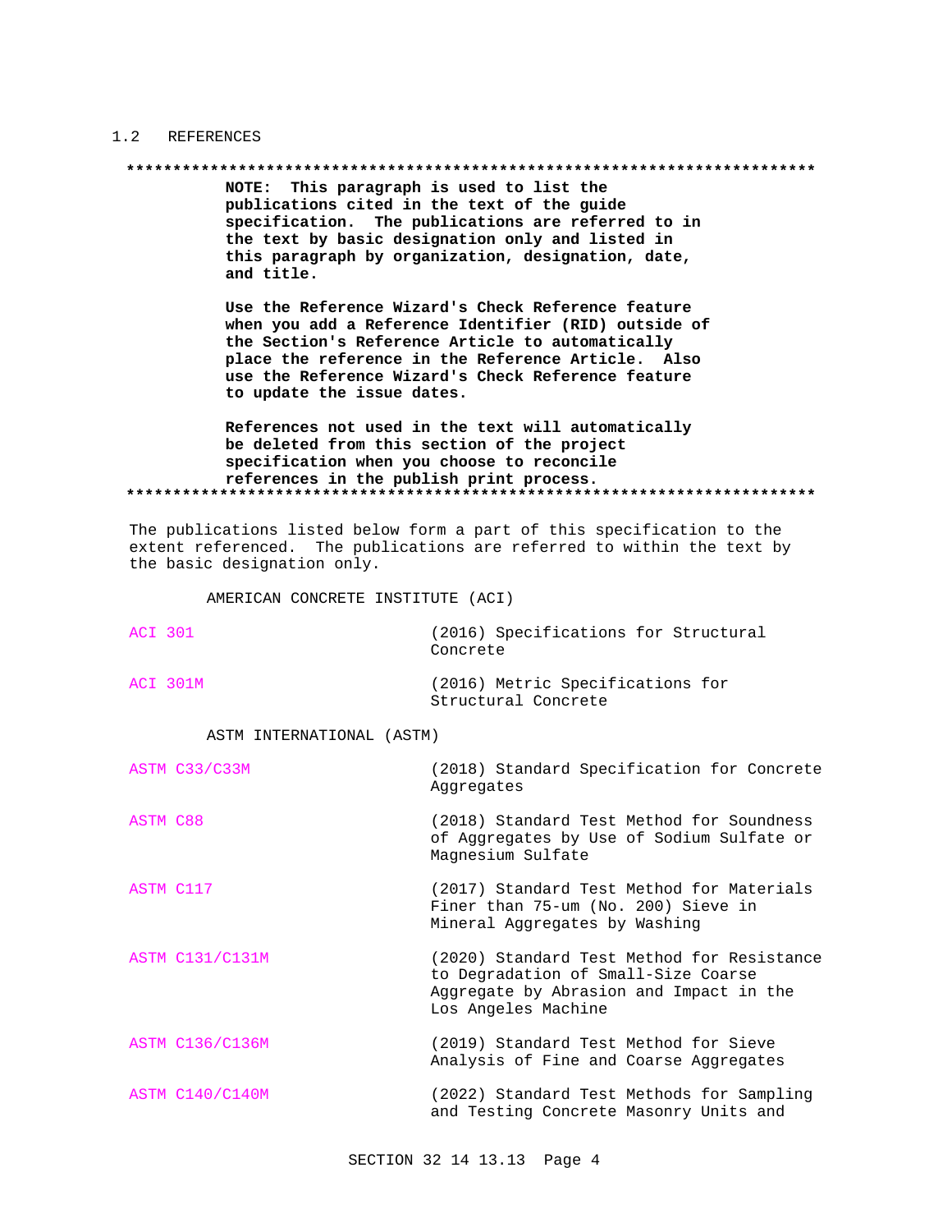## 1.2 REFERENCES

**************************************************************************

**NOTE: This paragraph is used to list the publications cited in the text of the guide specification. The publications are referred to in the text by basic designation only and listed in this paragraph by organization, designation, date, and title.**

**Use the Reference Wizard's Check Reference feature when you add a Reference Identifier (RID) outside of the Section's Reference Article to automatically place the reference in the Reference Article. Also use the Reference Wizard's Check Reference feature to update the issue dates.**

**References not used in the text will automatically be deleted from this section of the project specification when you choose to reconcile references in the publish print process.**

**************************************************************************

The publications listed below form a part of this specification to the extent referenced. The publications are referred to within the text by the basic designation only.

AMERICAN CONCRETE INSTITUTE (ACI)

| | |
|---|---|
| ACI 301 | (2016) Specifications for Structural Concrete |
| ACI 301M | (2016) Metric Specifications for Structural Concrete |

ASTM INTERNATIONAL (ASTM)

| | |
|---|---|
| ASTM C33/C33M | (2018) Standard Specification for Concrete Aggregates |
| ASTM C88 | (2018) Standard Test Method for Soundness of Aggregates by Use of Sodium Sulfate or Magnesium Sulfate |
| ASTM C117 | (2017) Standard Test Method for Materials Finer than 75-um (No. 200) Sieve in Mineral Aggregates by Washing |
| ASTM C131/C131M | (2020) Standard Test Method for Resistance to Degradation of Small-Size Coarse Aggregate by Abrasion and Impact in the Los Angeles Machine |
| ASTM C136/C136M | (2019) Standard Test Method for Sieve Analysis of Fine and Coarse Aggregates |
| ASTM C140/C140M | (2022) Standard Test Methods for Sampling and Testing Concrete Masonry Units and |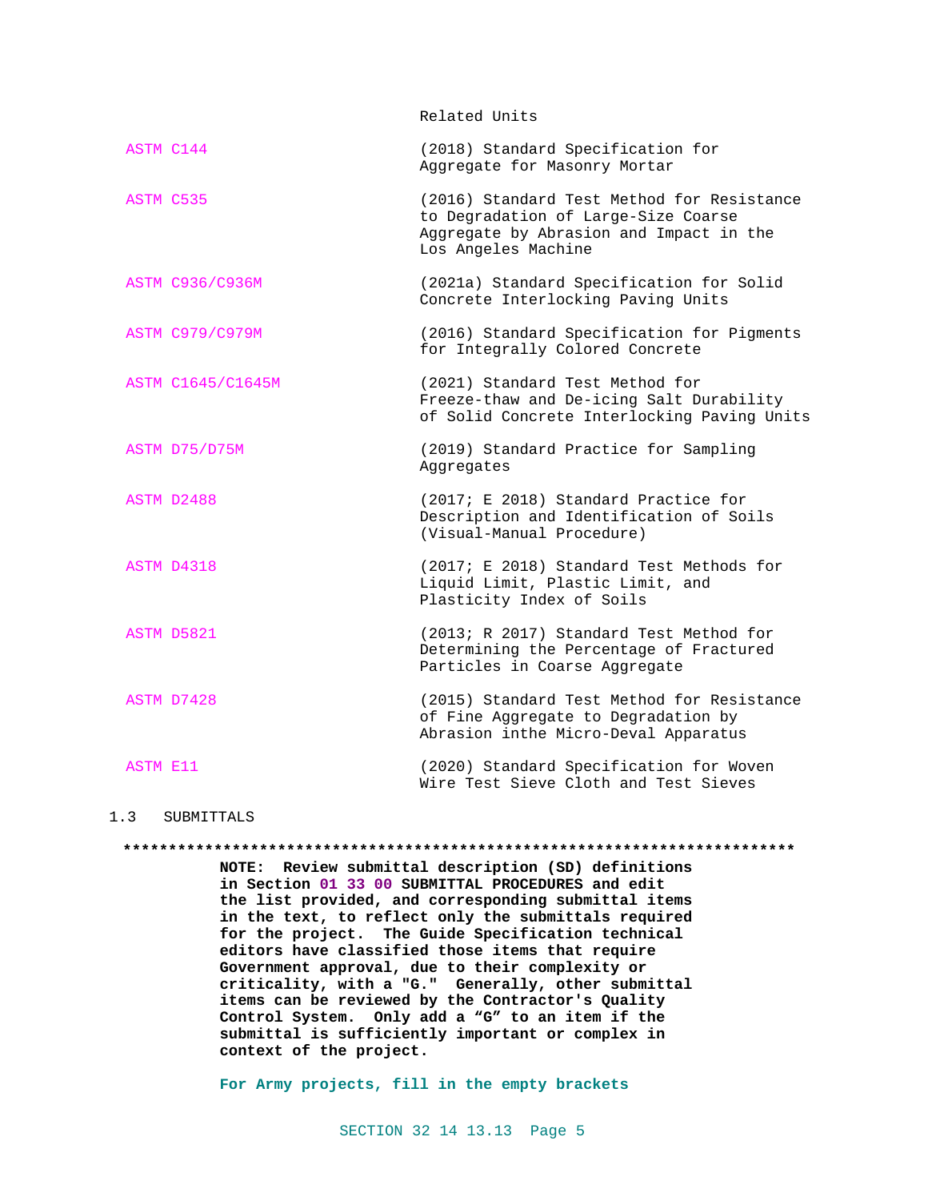Related Units

| | |
|---|---|
| ASTM C144 | (2018) Standard Specification for Aggregate for Masonry Mortar |
| ASTM C535 | (2016) Standard Test Method for Resistance to Degradation of Large-Size Coarse Aggregate by Abrasion and Impact in the Los Angeles Machine |
| ASTM C936/C936M | (2021a) Standard Specification for Solid Concrete Interlocking Paving Units |
| ASTM C979/C979M | (2016) Standard Specification for Pigments for Integrally Colored Concrete |
| ASTM C1645/C1645M | (2021) Standard Test Method for Freeze-thaw and De-icing Salt Durability of Solid Concrete Interlocking Paving Units |
| ASTM D75/D75M | (2019) Standard Practice for Sampling Aggregates |
| ASTM D2488 | (2017; E 2018) Standard Practice for Description and Identification of Soils (Visual-Manual Procedure) |
| ASTM D4318 | (2017; E 2018) Standard Test Methods for Liquid Limit, Plastic Limit, and Plasticity Index of Soils |
| ASTM D5821 | (2013; R 2017) Standard Test Method for Determining the Percentage of Fractured Particles in Coarse Aggregate |
| ASTM D7428 | (2015) Standard Test Method for Resistance of Fine Aggregate to Degradation by Abrasion inthe Micro-Deval Apparatus |
| ASTM E11 | (2020) Standard Specification for Woven Wire Test Sieve Cloth and Test Sieves |

## 1.3 SUBMITTALS

**************************************************************************

**NOTE: Review submittal description (SD) definitions in Section 01 33 00 SUBMITTAL PROCEDURES and edit the list provided, and corresponding submittal items in the text, to reflect only the submittals required for the project. The Guide Specification technical editors have classified those items that require Government approval, due to their complexity or criticality, with a "G." Generally, other submittal items can be reviewed by the Contractor's Quality Control System. Only add a "G" to an item if the submittal is sufficiently important or complex in context of the project.**

**For Army projects, fill in the empty brackets**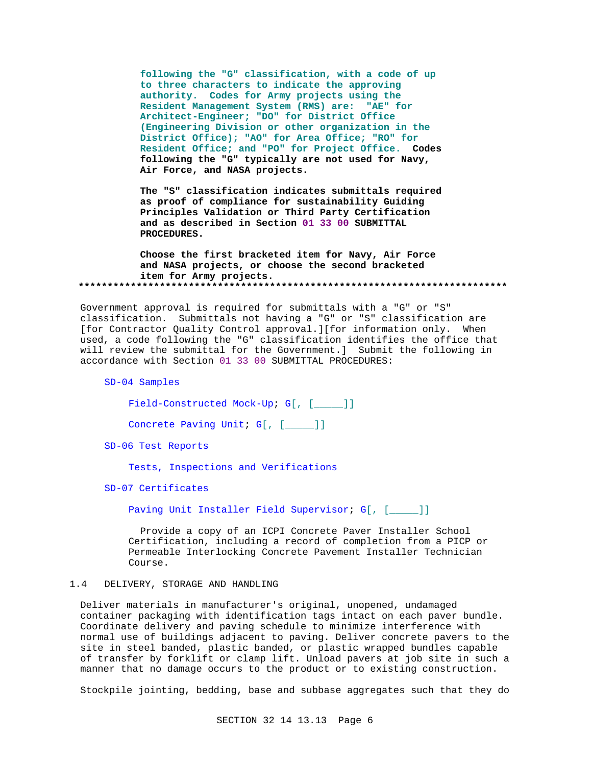**following the "G" classification, with a code of up to three characters to indicate the approving authority. Codes for Army projects using the Resident Management System (RMS) are: "AE" for Architect-Engineer; "DO" for District Office (Engineering Division or other organization in the District Office); "AO" for Area Office; "RO" for Resident Office; and "PO" for Project Office. Codes following the "G" typically are not used for Navy, Air Force, and NASA projects.**

**The "S" classification indicates submittals required as proof of compliance for sustainability Guiding Principles Validation or Third Party Certification and as described in Section 01 33 00 SUBMITTAL PROCEDURES.**

**Choose the first bracketed item for Navy, Air Force and NASA projects, or choose the second bracketed item for Army projects.**

**************************************************************************

Government approval is required for submittals with a "G" or "S" classification. Submittals not having a "G" or "S" classification are [for Contractor Quality Control approval.][for information only. When used, a code following the "G" classification identifies the office that will review the submittal for the Government.] Submit the following in accordance with Section 01 33 00 SUBMITTAL PROCEDURES:

SD-04 Samples

Field-Constructed Mock-Up; G[, [_____]]

Concrete Paving Unit; G[, [_____]]

SD-06 Test Reports

Tests, Inspections and Verifications

SD-07 Certificates

Paving Unit Installer Field Supervisor; G[, [_____]]

Provide a copy of an ICPI Concrete Paver Installer School Certification, including a record of completion from a PICP or Permeable Interlocking Concrete Pavement Installer Technician Course.

## 1.4 DELIVERY, STORAGE AND HANDLING

Deliver materials in manufacturer's original, unopened, undamaged container packaging with identification tags intact on each paver bundle. Coordinate delivery and paving schedule to minimize interference with normal use of buildings adjacent to paving. Deliver concrete pavers to the site in steel banded, plastic banded, or plastic wrapped bundles capable of transfer by forklift or clamp lift. Unload pavers at job site in such a manner that no damage occurs to the product or to existing construction.

Stockpile jointing, bedding, base and subbase aggregates such that they do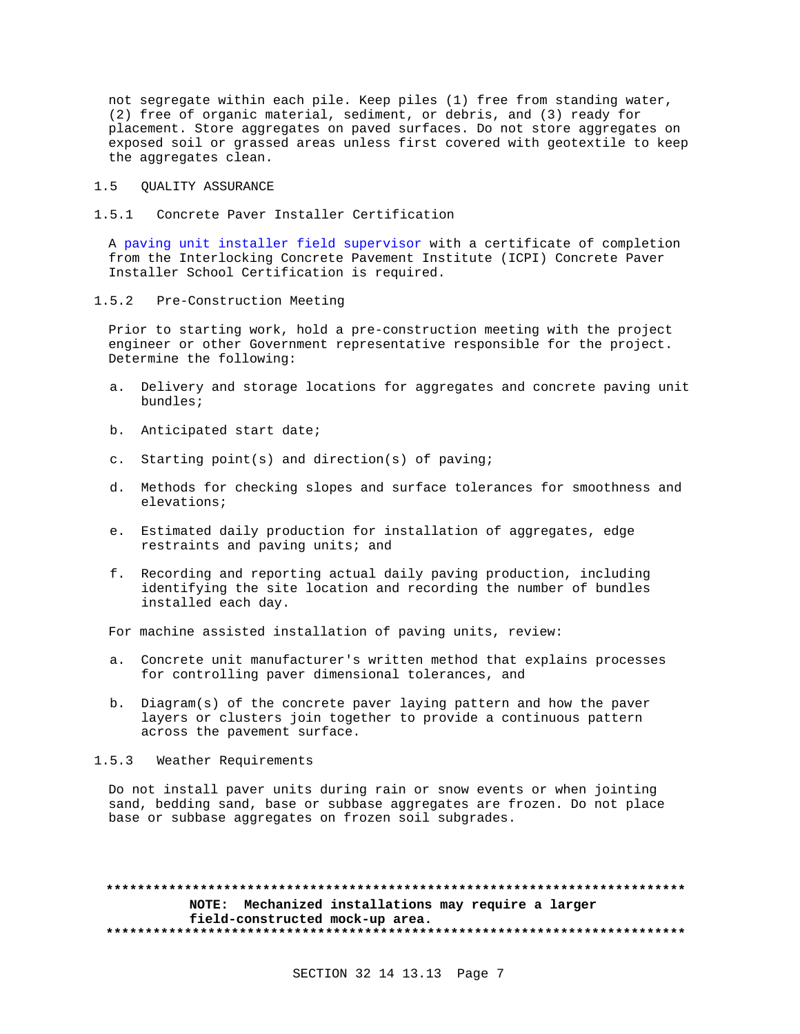not segregate within each pile. Keep piles (1) free from standing water, (2) free of organic material, sediment, or debris, and (3) ready for placement. Store aggregates on paved surfaces. Do not store aggregates on exposed soil or grassed areas unless first covered with geotextile to keep the aggregates clean.

## 1.5 QUALITY ASSURANCE

### 1.5.1 Concrete Paver Installer Certification

A paving unit installer field supervisor with a certificate of completion from the Interlocking Concrete Pavement Institute (ICPI) Concrete Paver Installer School Certification is required.

### 1.5.2 Pre-Construction Meeting

Prior to starting work, hold a pre-construction meeting with the project engineer or other Government representative responsible for the project. Determine the following:

a. Delivery and storage locations for aggregates and concrete paving unit bundles;

b. Anticipated start date;

c. Starting point(s) and direction(s) of paving;

d. Methods for checking slopes and surface tolerances for smoothness and elevations;

e. Estimated daily production for installation of aggregates, edge restraints and paving units; and

f. Recording and reporting actual daily paving production, including identifying the site location and recording the number of bundles installed each day.

For machine assisted installation of paving units, review:

a. Concrete unit manufacturer's written method that explains processes for controlling paver dimensional tolerances, and

b. Diagram(s) of the concrete paver laying pattern and how the paver layers or clusters join together to provide a continuous pattern across the pavement surface.

### 1.5.3 Weather Requirements

Do not install paver units during rain or snow events or when jointing sand, bedding sand, base or subbase aggregates are frozen. Do not place base or subbase aggregates on frozen soil subgrades.

**************************************************************************
**NOTE: Mechanized installations may require a larger field-constructed mock-up area.**
**************************************************************************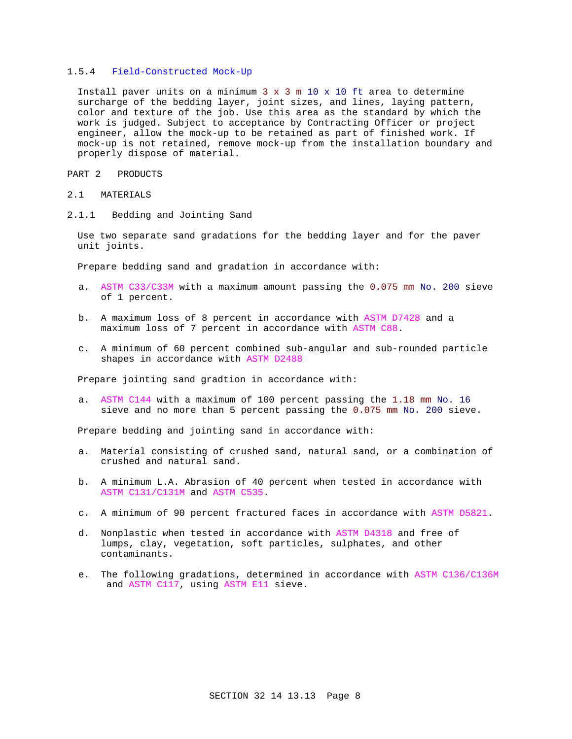### 1.5.4 Field-Constructed Mock-Up

Install paver units on a minimum 3 x 3 m 10 x 10 ft area to determine surcharge of the bedding layer, joint sizes, and lines, laying pattern, color and texture of the job. Use this area as the standard by which the work is judged. Subject to acceptance by Contracting Officer or project engineer, allow the mock-up to be retained as part of finished work. If mock-up is not retained, remove mock-up from the installation boundary and properly dispose of material.

# PART 2 PRODUCTS

## 2.1 MATERIALS

### 2.1.1 Bedding and Jointing Sand

Use two separate sand gradations for the bedding layer and for the paver unit joints.

Prepare bedding sand and gradation in accordance with:

a. ASTM C33/C33M with a maximum amount passing the 0.075 mm No. 200 sieve of 1 percent.

b. A maximum loss of 8 percent in accordance with ASTM D7428 and a maximum loss of 7 percent in accordance with ASTM C88.

c. A minimum of 60 percent combined sub-angular and sub-rounded particle shapes in accordance with ASTM D2488

Prepare jointing sand gradtion in accordance with:

a. ASTM C144 with a maximum of 100 percent passing the 1.18 mm No. 16 sieve and no more than 5 percent passing the 0.075 mm No. 200 sieve.

Prepare bedding and jointing sand in accordance with:

a. Material consisting of crushed sand, natural sand, or a combination of crushed and natural sand.

b. A minimum L.A. Abrasion of 40 percent when tested in accordance with ASTM C131/C131M and ASTM C535.

c. A minimum of 90 percent fractured faces in accordance with ASTM D5821.

d. Nonplastic when tested in accordance with ASTM D4318 and free of lumps, clay, vegetation, soft particles, sulphates, and other contaminants.

e. The following gradations, determined in accordance with ASTM C136/C136M and ASTM C117, using ASTM E11 sieve.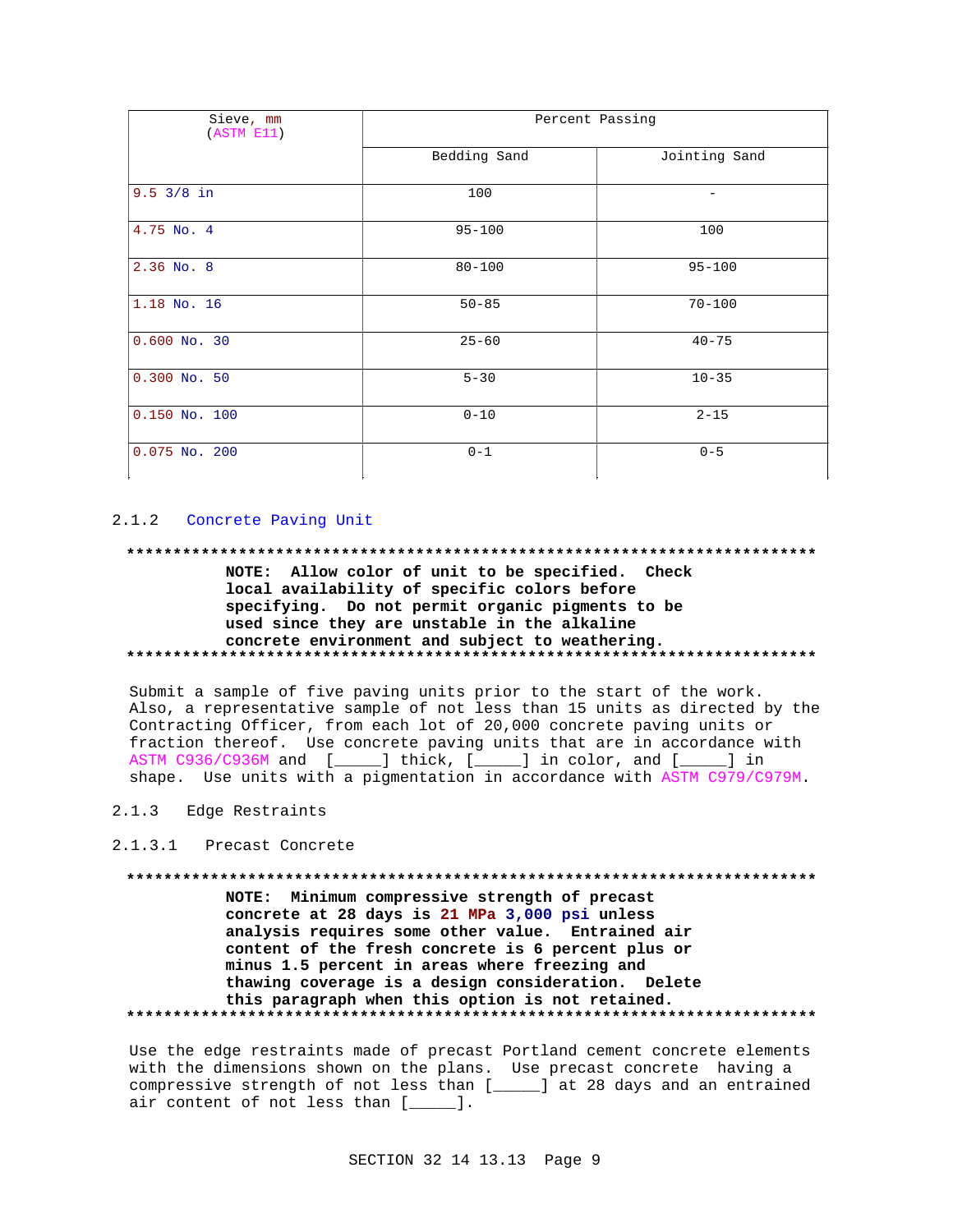| Sieve, mm (ASTM E11) | Percent Passing | |
|---|---|---|
| | Bedding Sand | Jointing Sand |
| 9.5 3/8 in | 100 | - |
| 4.75 No. 4 | 95-100 | 100 |
| 2.36 No. 8 | 80-100 | 95-100 |
| 1.18 No. 16 | 50-85 | 70-100 |
| 0.600 No. 30 | 25-60 | 40-75 |
| 0.300 No. 50 | 5-30 | 10-35 |
| 0.150 No. 100 | 0-10 | 2-15 |
| 0.075 No. 200 | 0-1 | 0-5 |

### 2.1.2 Concrete Paving Unit

**************************************************************************
**NOTE: Allow color of unit to be specified. Check local availability of specific colors before specifying. Do not permit organic pigments to be used since they are unstable in the alkaline concrete environment and subject to weathering.**
**************************************************************************

Submit a sample of five paving units prior to the start of the work. Also, a representative sample of not less than 15 units as directed by the Contracting Officer, from each lot of 20,000 concrete paving units or fraction thereof. Use concrete paving units that are in accordance with ASTM C936/C936M and [_____] thick, [_____] in color, and [_____] in shape. Use units with a pigmentation in accordance with ASTM C979/C979M.

### 2.1.3 Edge Restraints

#### 2.1.3.1 Precast Concrete

**************************************************************************
**NOTE: Minimum compressive strength of precast concrete at 28 days is 21 MPa 3,000 psi unless analysis requires some other value. Entrained air content of the fresh concrete is 6 percent plus or minus 1.5 percent in areas where freezing and thawing coverage is a design consideration. Delete this paragraph when this option is not retained.**
**************************************************************************

Use the edge restraints made of precast Portland cement concrete elements with the dimensions shown on the plans. Use precast concrete having a compressive strength of not less than [_____] at 28 days and an entrained air content of not less than [_____].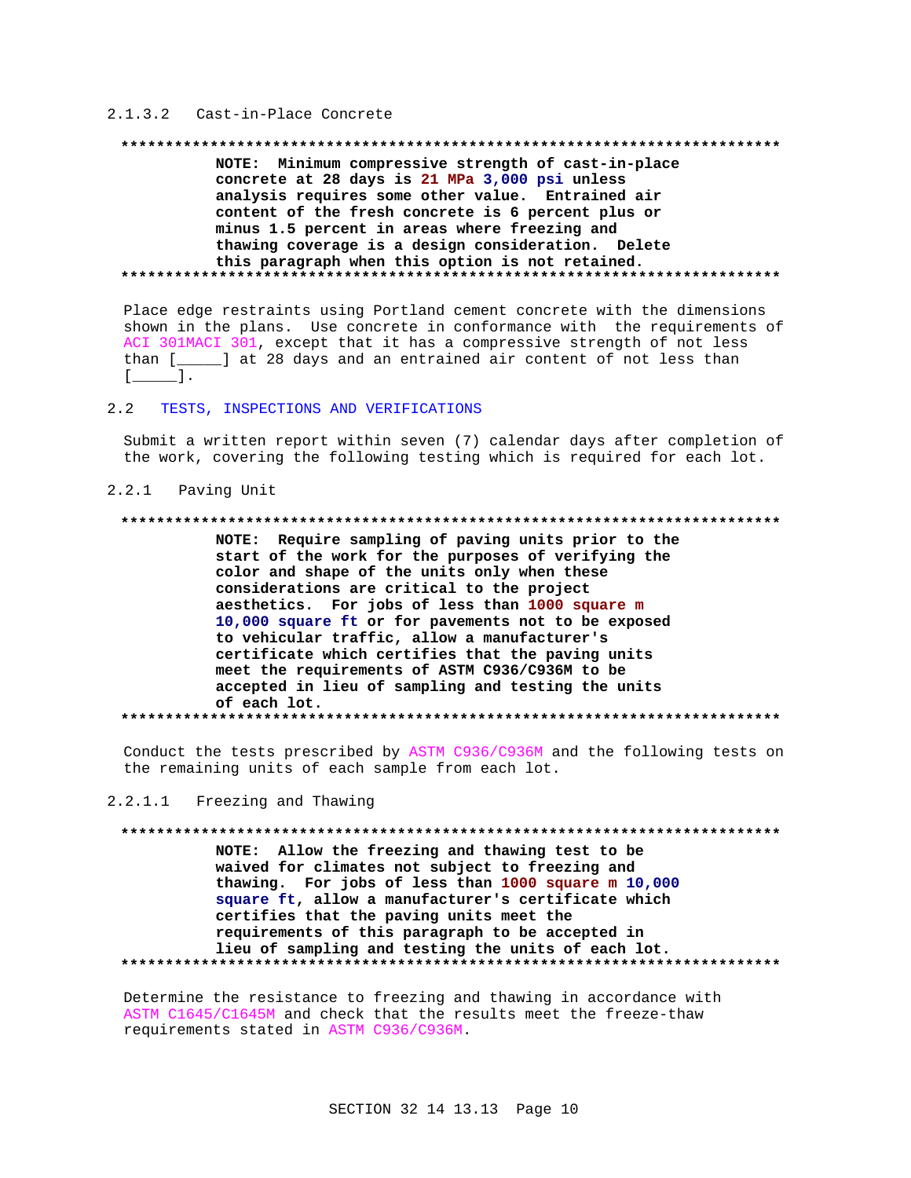#### 2.1.3.2 Cast-in-Place Concrete

**************************************************************************

**NOTE: Minimum compressive strength of cast-in-place concrete at 28 days is 21 MPa 3,000 psi unless analysis requires some other value. Entrained air content of the fresh concrete is 6 percent plus or minus 1.5 percent in areas where freezing and thawing coverage is a design consideration. Delete this paragraph when this option is not retained.**

**************************************************************************

Place edge restraints using Portland cement concrete with the dimensions shown in the plans. Use concrete in conformance with the requirements of ACI 301MACI 301, except that it has a compressive strength of not less than [_____] at 28 days and an entrained air content of not less than [_____].

## 2.2 TESTS, INSPECTIONS AND VERIFICATIONS

Submit a written report within seven (7) calendar days after completion of the work, covering the following testing which is required for each lot.

### 2.2.1 Paving Unit

**************************************************************************

**NOTE: Require sampling of paving units prior to the start of the work for the purposes of verifying the color and shape of the units only when these considerations are critical to the project aesthetics. For jobs of less than 1000 square m 10,000 square ft or for pavements not to be exposed to vehicular traffic, allow a manufacturer's certificate which certifies that the paving units meet the requirements of ASTM C936/C936M to be accepted in lieu of sampling and testing the units of each lot.**

**************************************************************************

Conduct the tests prescribed by ASTM C936/C936M and the following tests on the remaining units of each sample from each lot.

#### 2.2.1.1 Freezing and Thawing

**************************************************************************

**NOTE: Allow the freezing and thawing test to be waived for climates not subject to freezing and thawing. For jobs of less than 1000 square m 10,000 square ft, allow a manufacturer's certificate which certifies that the paving units meet the requirements of this paragraph to be accepted in lieu of sampling and testing the units of each lot.**

**************************************************************************

Determine the resistance to freezing and thawing in accordance with ASTM C1645/C1645M and check that the results meet the freeze-thaw requirements stated in ASTM C936/C936M.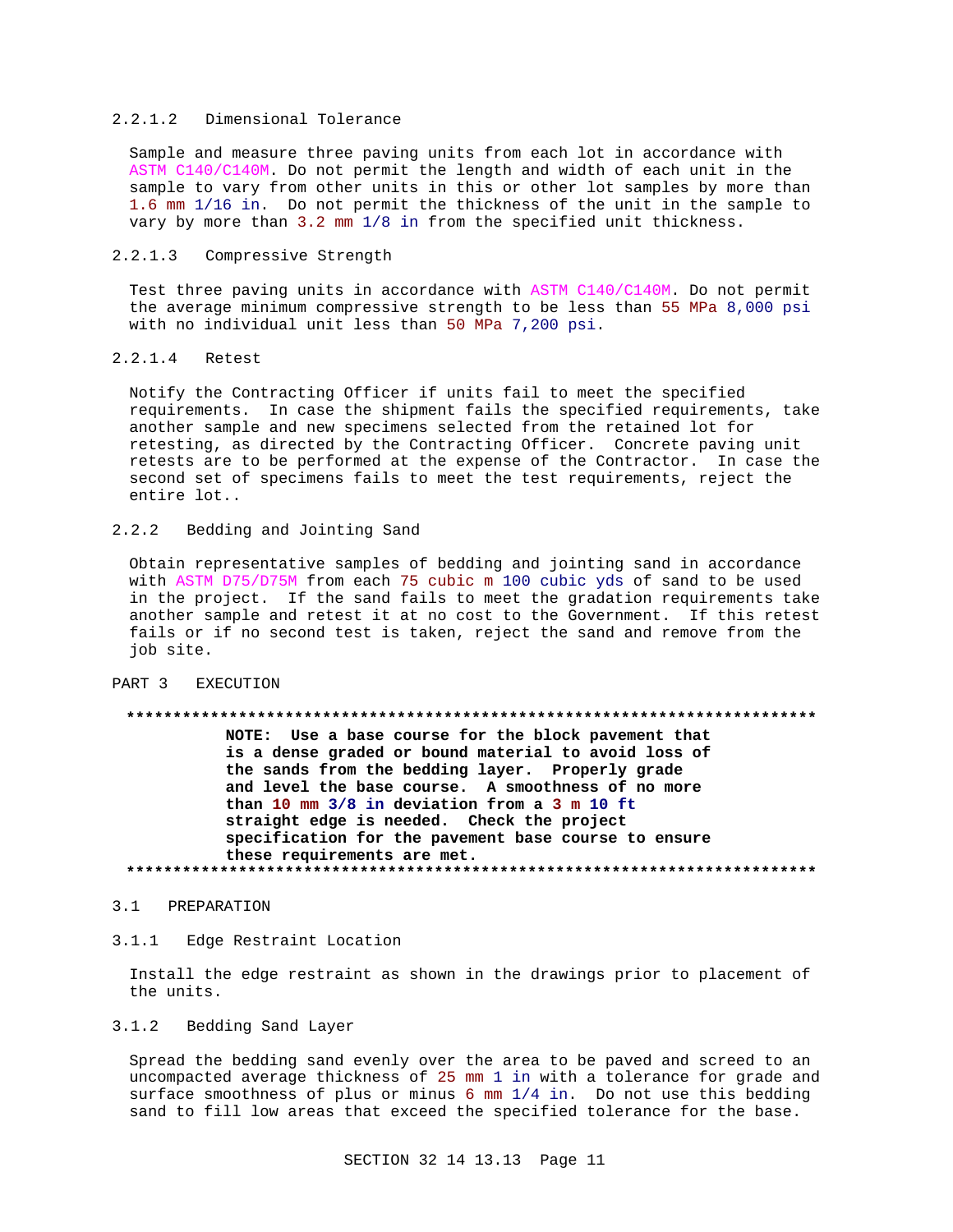#### 2.2.1.2 Dimensional Tolerance

Sample and measure three paving units from each lot in accordance with ASTM C140/C140M. Do not permit the length and width of each unit in the sample to vary from other units in this or other lot samples by more than 1.6 mm 1/16 in. Do not permit the thickness of the unit in the sample to vary by more than 3.2 mm 1/8 in from the specified unit thickness.

#### 2.2.1.3 Compressive Strength

Test three paving units in accordance with ASTM C140/C140M. Do not permit the average minimum compressive strength to be less than 55 MPa 8,000 psi with no individual unit less than 50 MPa 7,200 psi.

#### 2.2.1.4 Retest

Notify the Contracting Officer if units fail to meet the specified requirements. In case the shipment fails the specified requirements, take another sample and new specimens selected from the retained lot for retesting, as directed by the Contracting Officer. Concrete paving unit retests are to be performed at the expense of the Contractor. In case the second set of specimens fails to meet the test requirements, reject the entire lot..

### 2.2.2 Bedding and Jointing Sand

Obtain representative samples of bedding and jointing sand in accordance with ASTM D75/D75M from each 75 cubic m 100 cubic yds of sand to be used in the project. If the sand fails to meet the gradation requirements take another sample and retest it at no cost to the Government. If this retest fails or if no second test is taken, reject the sand and remove from the job site.

# PART 3 EXECUTION

**************************************************************************

**NOTE: Use a base course for the block pavement that is a dense graded or bound material to avoid loss of the sands from the bedding layer. Properly grade and level the base course. A smoothness of no more than 10 mm 3/8 in deviation from a 3 m 10 ft straight edge is needed. Check the project specification for the pavement base course to ensure these requirements are met.**

**************************************************************************

## 3.1 PREPARATION

### 3.1.1 Edge Restraint Location

Install the edge restraint as shown in the drawings prior to placement of the units.

### 3.1.2 Bedding Sand Layer

Spread the bedding sand evenly over the area to be paved and screed to an uncompacted average thickness of 25 mm 1 in with a tolerance for grade and surface smoothness of plus or minus 6 mm 1/4 in. Do not use this bedding sand to fill low areas that exceed the specified tolerance for the base.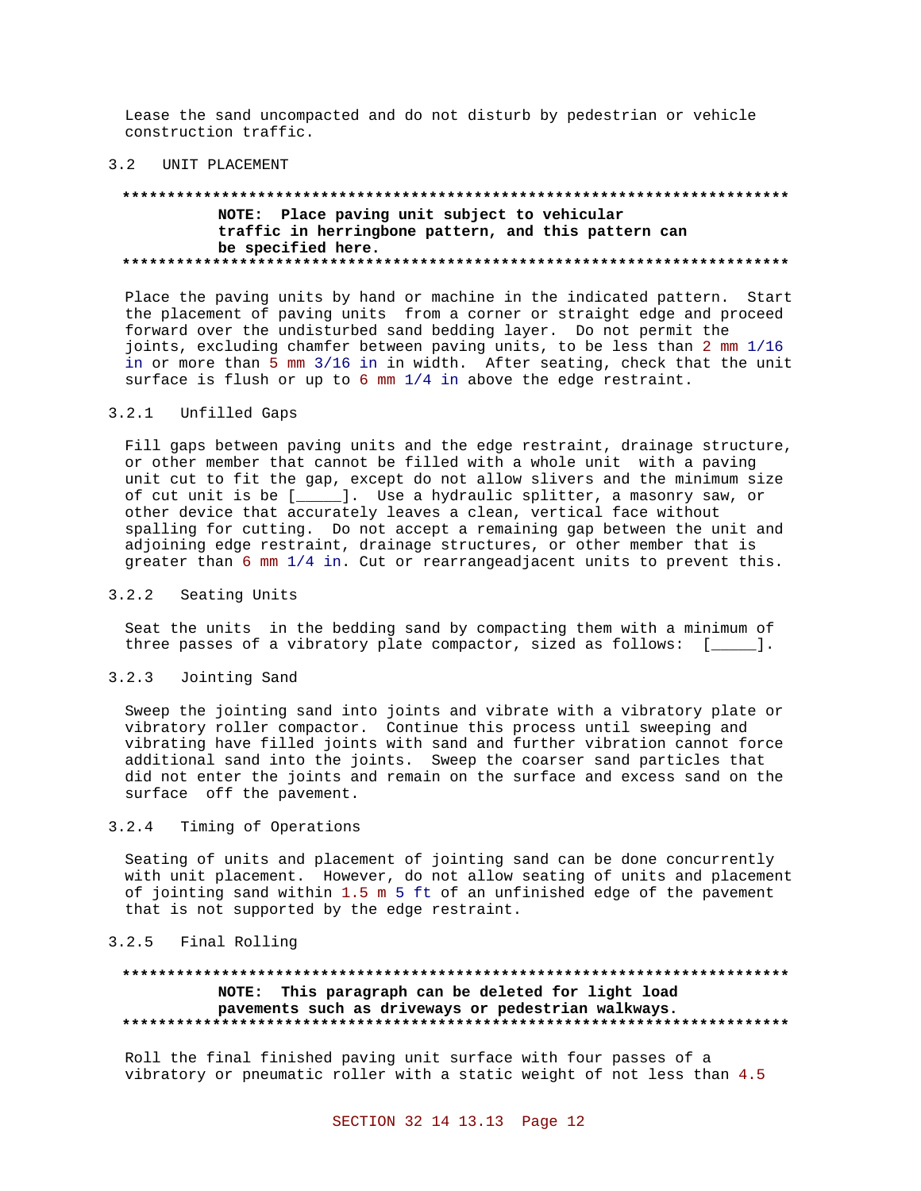Lease the sand uncompacted and do not disturb by pedestrian or vehicle construction traffic.

## 3.2 UNIT PLACEMENT

**************************************************************************

**NOTE: Place paving unit subject to vehicular traffic in herringbone pattern, and this pattern can be specified here.**

**************************************************************************

Place the paving units by hand or machine in the indicated pattern. Start the placement of paving units from a corner or straight edge and proceed forward over the undisturbed sand bedding layer. Do not permit the joints, excluding chamfer between paving units, to be less than 2 mm 1/16 in or more than 5 mm 3/16 in in width. After seating, check that the unit surface is flush or up to 6 mm 1/4 in above the edge restraint.

### 3.2.1 Unfilled Gaps

Fill gaps between paving units and the edge restraint, drainage structure, or other member that cannot be filled with a whole unit with a paving unit cut to fit the gap, except do not allow slivers and the minimum size of cut unit is be [_____]. Use a hydraulic splitter, a masonry saw, or other device that accurately leaves a clean, vertical face without spalling for cutting. Do not accept a remaining gap between the unit and adjoining edge restraint, drainage structures, or other member that is greater than 6 mm 1/4 in. Cut or rearrangeadjacent units to prevent this.

### 3.2.2 Seating Units

Seat the units in the bedding sand by compacting them with a minimum of three passes of a vibratory plate compactor, sized as follows: [_____].

### 3.2.3 Jointing Sand

Sweep the jointing sand into joints and vibrate with a vibratory plate or vibratory roller compactor. Continue this process until sweeping and vibrating have filled joints with sand and further vibration cannot force additional sand into the joints. Sweep the coarser sand particles that did not enter the joints and remain on the surface and excess sand on the surface off the pavement.

### 3.2.4 Timing of Operations

Seating of units and placement of jointing sand can be done concurrently with unit placement. However, do not allow seating of units and placement of jointing sand within 1.5 m 5 ft of an unfinished edge of the pavement that is not supported by the edge restraint.

### 3.2.5 Final Rolling

**************************************************************************

**NOTE: This paragraph can be deleted for light load pavements such as driveways or pedestrian walkways.**

**************************************************************************

Roll the final finished paving unit surface with four passes of a vibratory or pneumatic roller with a static weight of not less than 4.5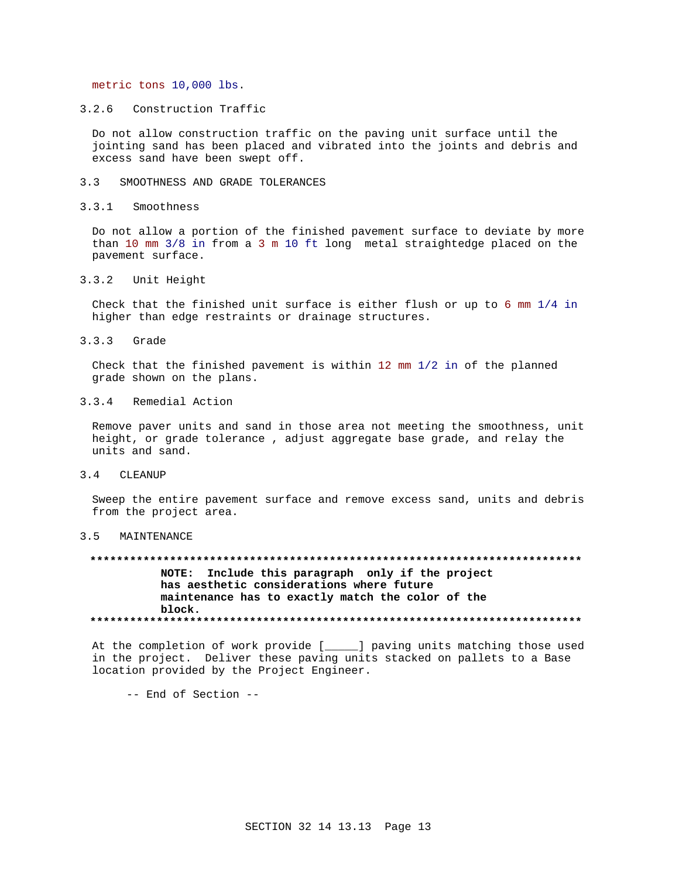metric tons 10,000 lbs.

#### 3.2.6 Construction Traffic

Do not allow construction traffic on the paving unit surface until the jointing sand has been placed and vibrated into the joints and debris and excess sand have been swept off.

## 3.3 SMOOTHNESS AND GRADE TOLERANCES

#### 3.3.1 Smoothness

Do not allow a portion of the finished pavement surface to deviate by more than 10 mm 3/8 in from a 3 m 10 ft long metal straightedge placed on the pavement surface.

#### 3.3.2 Unit Height

Check that the finished unit surface is either flush or up to 6 mm 1/4 in higher than edge restraints or drainage structures.

#### 3.3.3 Grade

Check that the finished pavement is within 12 mm 1/2 in of the planned grade shown on the plans.

#### 3.3.4 Remedial Action

Remove paver units and sand in those area not meeting the smoothness, unit height, or grade tolerance , adjust aggregate base grade, and relay the units and sand.

## 3.4 CLEANUP

Sweep the entire pavement surface and remove excess sand, units and debris from the project area.

## 3.5 MAINTENANCE

**************************************************************************

**NOTE: Include this paragraph only if the project has aesthetic considerations where future maintenance has to exactly match the color of the block.**

**************************************************************************

At the completion of work provide [_____] paving units matching those used in the project. Deliver these paving units stacked on pallets to a Base location provided by the Project Engineer.

-- End of Section --